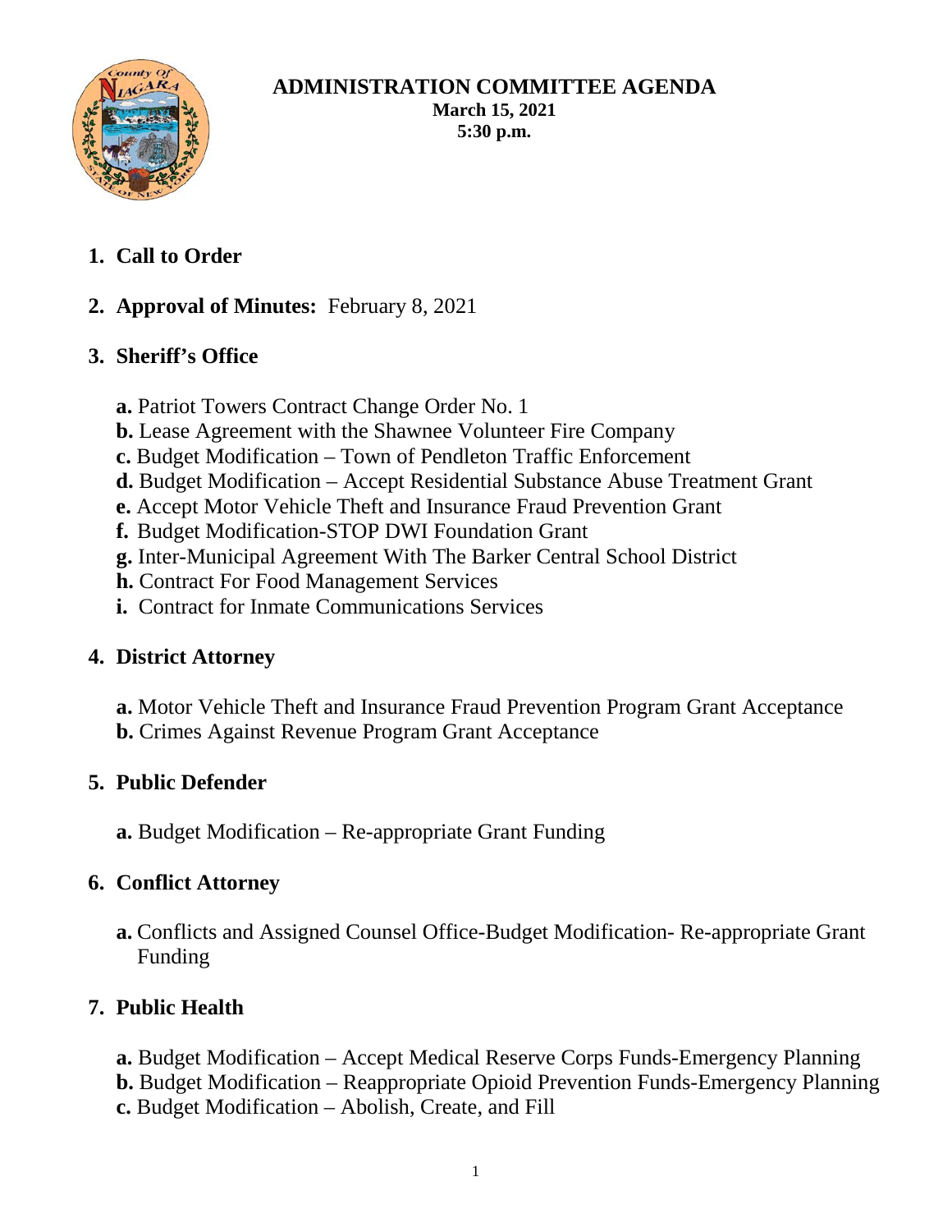# ADMINISTRATION COMMITTEE AGENDA

**March 15, 2021**
**5:30 p.m.**

1. **Call to Order**

2. **Approval of Minutes:** February 8, 2021

3. **Sheriff's Office**

   **a.** Patriot Towers Contract Change Order No. 1
   **b.** Lease Agreement with the Shawnee Volunteer Fire Company
   **c.** Budget Modification – Town of Pendleton Traffic Enforcement
   **d.** Budget Modification – Accept Residential Substance Abuse Treatment Grant
   **e.** Accept Motor Vehicle Theft and Insurance Fraud Prevention Grant
   **f.** Budget Modification-STOP DWI Foundation Grant
   **g.** Inter-Municipal Agreement With The Barker Central School District
   **h.** Contract For Food Management Services
   **i.** Contract for Inmate Communications Services

4. **District Attorney**

   **a.** Motor Vehicle Theft and Insurance Fraud Prevention Program Grant Acceptance
   **b.** Crimes Against Revenue Program Grant Acceptance

5. **Public Defender**

   **a.** Budget Modification – Re-appropriate Grant Funding

6. **Conflict Attorney**

   **a.** Conflicts and Assigned Counsel Office-Budget Modification- Re-appropriate Grant Funding

7. **Public Health**

   **a.** Budget Modification – Accept Medical Reserve Corps Funds-Emergency Planning
   **b.** Budget Modification – Reappropriate Opioid Prevention Funds-Emergency Planning
   **c.** Budget Modification – Abolish, Create, and Fill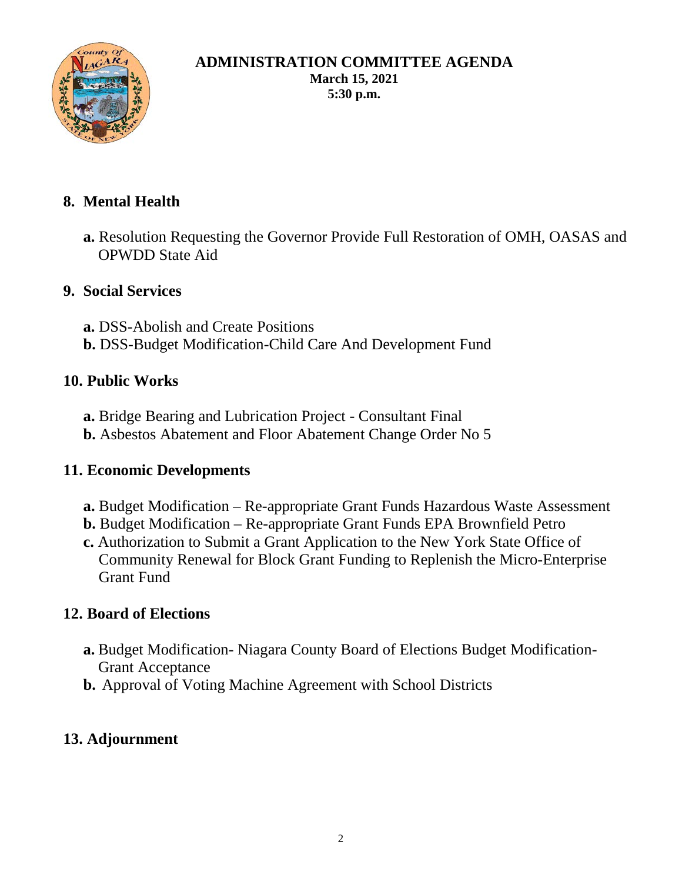# ADMINISTRATION COMMITTEE AGENDA

**March 15, 2021**
**5:30 p.m.**

## 8. Mental Health

**a.** Resolution Requesting the Governor Provide Full Restoration of OMH, OASAS and OPWDD State Aid

## 9. Social Services

**a.** DSS-Abolish and Create Positions
**b.** DSS-Budget Modification-Child Care And Development Fund

## 10. Public Works

**a.** Bridge Bearing and Lubrication Project - Consultant Final
**b.** Asbestos Abatement and Floor Abatement Change Order No 5

## 11. Economic Developments

**a.** Budget Modification – Re-appropriate Grant Funds Hazardous Waste Assessment
**b.** Budget Modification – Re-appropriate Grant Funds EPA Brownfield Petro
**c.** Authorization to Submit a Grant Application to the New York State Office of Community Renewal for Block Grant Funding to Replenish the Micro-Enterprise Grant Fund

## 12. Board of Elections

**a.** Budget Modification- Niagara County Board of Elections Budget Modification-Grant Acceptance
**b.** Approval of Voting Machine Agreement with School Districts

## 13. Adjournment